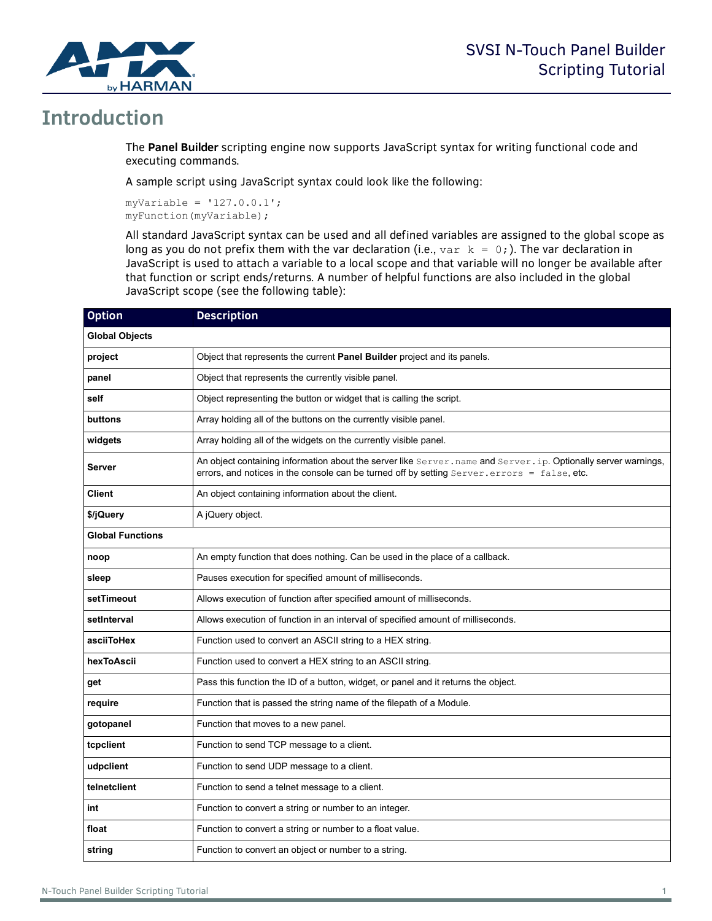# SVSI N-Touch Panel Builder Scripting Tutorial

## Introduction

The **Panel Builder** scripting engine now supports JavaScript syntax for writing functional code and executing commands.

A sample script using JavaScript syntax could look like the following:

```
myVariable = '127.0.0.1';
myFunction(myVariable);
```

All standard JavaScript syntax can be used and all defined variables are assigned to the global scope as long as you do not prefix them with the var declaration (i.e., `var k = 0;`). The var declaration in JavaScript is used to attach a variable to a local scope and that variable will no longer be available after that function or script ends/returns. A number of helpful functions are also included in the global JavaScript scope (see the following table):

| Option | Description |
|---|---|
| **Global Objects** | |
| **project** | Object that represents the current **Panel Builder** project and its panels. |
| **panel** | Object that represents the currently visible panel. |
| **self** | Object representing the button or widget that is calling the script. |
| **buttons** | Array holding all of the buttons on the currently visible panel. |
| **widgets** | Array holding all of the widgets on the currently visible panel. |
| **Server** | An object containing information about the server like `Server.name` and `Server.ip`. Optionally server warnings, errors, and notices in the console can be turned off by setting `Server.errors = false`, etc. |
| **Client** | An object containing information about the client. |
| **$/jQuery** | A jQuery object. |
| **Global Functions** | |
| **noop** | An empty function that does nothing. Can be used in the place of a callback. |
| **sleep** | Pauses execution for specified amount of milliseconds. |
| **setTimeout** | Allows execution of function after specified amount of milliseconds. |
| **setInterval** | Allows execution of function in an interval of specified amount of milliseconds. |
| **asciiToHex** | Function used to convert an ASCII string to a HEX string. |
| **hexToAscii** | Function used to convert a HEX string to an ASCII string. |
| **get** | Pass this function the ID of a button, widget, or panel and it returns the object. |
| **require** | Function that is passed the string name of the filepath of a Module. |
| **gotopanel** | Function that moves to a new panel. |
| **tcpclient** | Function to send TCP message to a client. |
| **udpclient** | Function to send UDP message to a client. |
| **telnetclient** | Function to send a telnet message to a client. |
| **int** | Function to convert a string or number to an integer. |
| **float** | Function to convert a string or number to a float value. |
| **string** | Function to convert an object or number to a string. |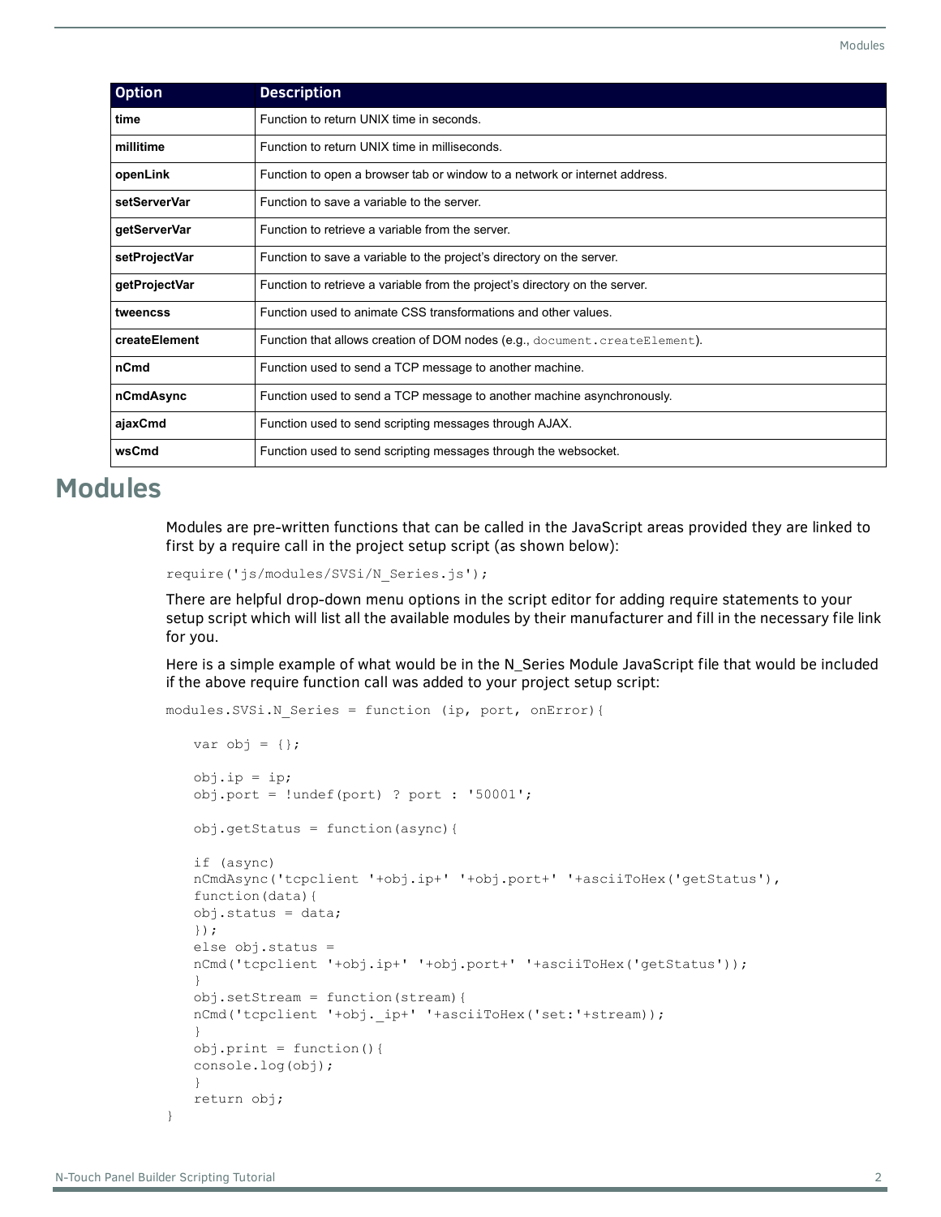| Option | Description |
|---|---|
| **time** | Function to return UNIX time in seconds. |
| **millitime** | Function to return UNIX time in milliseconds. |
| **openLink** | Function to open a browser tab or window to a network or internet address. |
| **setServerVar** | Function to save a variable to the server. |
| **getServerVar** | Function to retrieve a variable from the server. |
| **setProjectVar** | Function to save a variable to the project's directory on the server. |
| **getProjectVar** | Function to retrieve a variable from the project's directory on the server. |
| **tweencss** | Function used to animate CSS transformations and other values. |
| **createElement** | Function that allows creation of DOM nodes (e.g., `document.createElement`). |
| **nCmd** | Function used to send a TCP message to another machine. |
| **nCmdAsync** | Function used to send a TCP message to another machine asynchronously. |
| **ajaxCmd** | Function used to send scripting messages through AJAX. |
| **wsCmd** | Function used to send scripting messages through the websocket. |

# Modules

Modules are pre-written functions that can be called in the JavaScript areas provided they are linked to first by a require call in the project setup script (as shown below):

```
require('js/modules/SVSi/N_Series.js');
```

There are helpful drop-down menu options in the script editor for adding require statements to your setup script which will list all the available modules by their manufacturer and fill in the necessary file link for you.

Here is a simple example of what would be in the N_Series Module JavaScript file that would be included if the above require function call was added to your project setup script:

```
modules.SVSi.N_Series = function (ip, port, onError){

    var obj = {};

    obj.ip = ip;
    obj.port = !undef(port) ? port : '50001';

    obj.getStatus = function(async){

    if (async)
    nCmdAsync('tcpclient '+obj.ip+' '+obj.port+' '+asciiToHex('getStatus'),
    function(data){
    obj.status = data;
    });
    else obj.status =
    nCmd('tcpclient '+obj.ip+' '+obj.port+' '+asciiToHex('getStatus'));
    }
    obj.setStream = function(stream){
    nCmd('tcpclient '+obj._ip+' '+asciiToHex('set:'+stream));
    }
    obj.print = function(){
    console.log(obj);
    }
    return obj;
}
```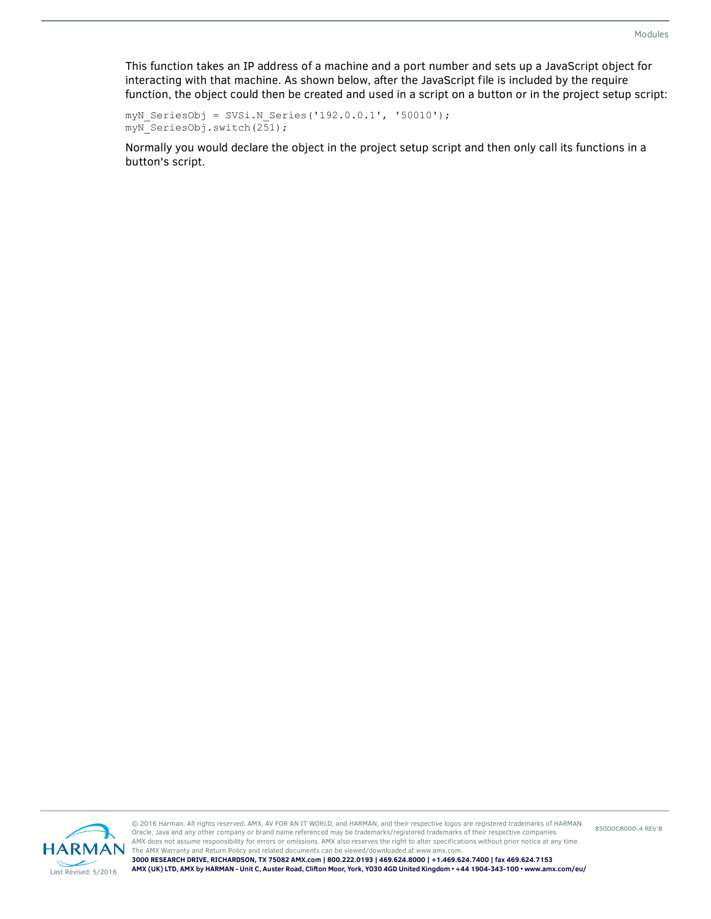This function takes an IP address of a machine and a port number and sets up a JavaScript object for interacting with that machine. As shown below, after the JavaScript file is included by the require function, the object could then be created and used in a script on a button or in the project setup script:

```
myN_SeriesObj = SVSi.N_Series('192.0.0.1', '50010');
myN_SeriesObj.switch(251);
```

Normally you would declare the object in the project setup script and then only call its functions in a button's script.